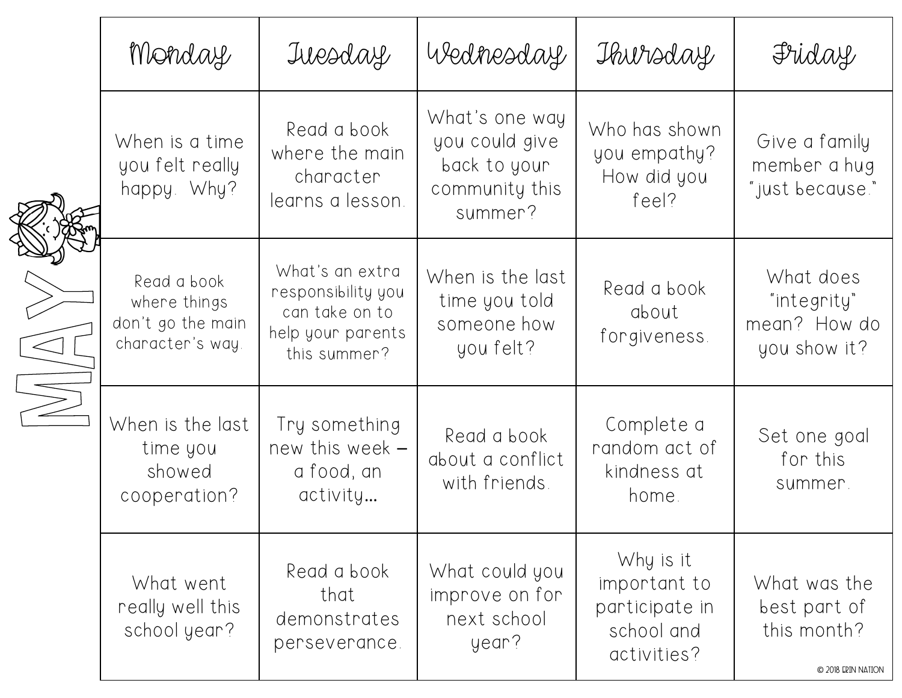# MAY

| Monday | Tuesday | Wednesday | Thursday | Friday |
| --- | --- | --- | --- | --- |
| When is a time you felt really happy. Why? | Read a book where the main character learns a lesson. | What's one way you could give back to your community this summer? | Who has shown you empathy? How did you feel? | Give a family member a hug "just because." |
| Read a book where things don't go the main character's way. | What's an extra responsibility you can take on to help your parents this summer? | When is the last time you told someone how you felt? | Read a book about forgiveness. | What does "integrity" mean? How do you show it? |
| When is the last time you showed cooperation? | Try something new this week – a food, an activity… | Read a book about a conflict with friends. | Complete a random act of kindness at home. | Set one goal for this summer. |
| What went really well this school year? | Read a book that demonstrates perseverance. | What could you improve on for next school year? | Why is it important to participate in school and activities? | What was the best part of this month? |

© 2018 ERIN NATION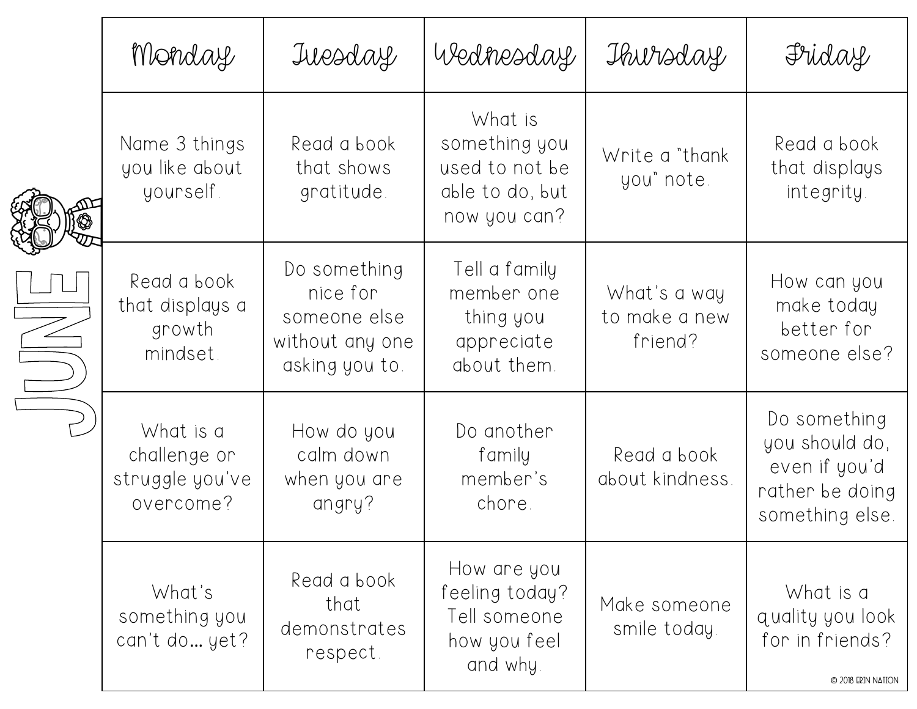# JUNE

| Monday | Tuesday | Wednesday | Thursday | Friday |
| --- | --- | --- | --- | --- |
| Name 3 things you like about yourself. | Read a book that shows gratitude. | What is something you used to not be able to do, but now you can? | Write a "thank you" note. | Read a book that displays integrity. |
| Read a book that displays a growth mindset. | Do something nice for someone else without any one asking you to. | Tell a family member one thing you appreciate about them. | What's a way to make a new friend? | How can you make today better for someone else? |
| What is a challenge or struggle you've overcome? | How do you calm down when you are angry? | Do another family member's chore. | Read a book about kindness. | Do something you should do, even if you'd rather be doing something else. |
| What's something you can't do... yet? | Read a book that demonstrates respect. | How are you feeling today? Tell someone how you feel and why. | Make someone smile today. | What is a quality you look for in friends? |

© 2018 ERIN NATION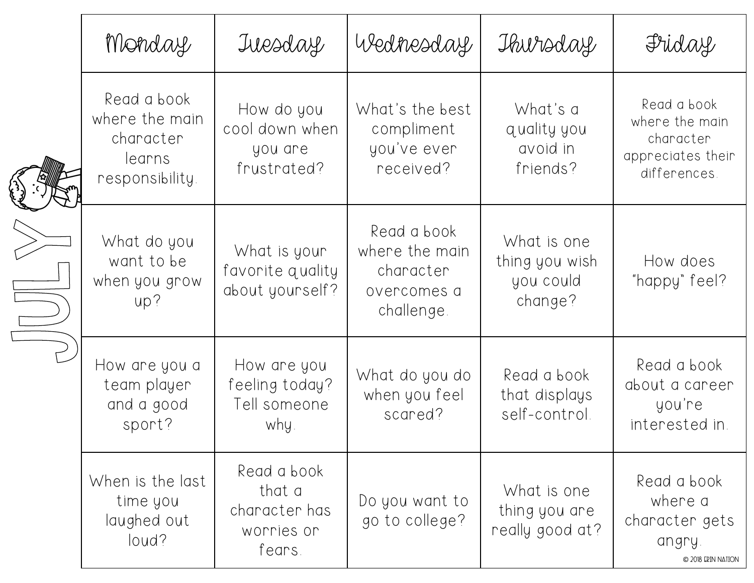# JULY

| Monday | Tuesday | Wednesday | Thursday | Friday |
| --- | --- | --- | --- | --- |
| Read a book where the main character learns responsibility. | How do you cool down when you are frustrated? | What's the best compliment you've ever received? | What's a quality you avoid in friends? | Read a book where the main character appreciates their differences. |
| What do you want to be when you grow up? | What is your favorite quality about yourself? | Read a book where the main character overcomes a challenge. | What is one thing you wish you could change? | How does "happy" feel? |
| How are you a team player and a good sport? | How are you feeling today? Tell someone why. | What do you do when you feel scared? | Read a book that displays self-control. | Read a book about a career you're interested in. |
| When is the last time you laughed out loud? | Read a book that a character has worries or fears. | Do you want to go to college? | What is one thing you are really good at? | Read a book where a character gets angry. |

© 2018 ERIN NATION